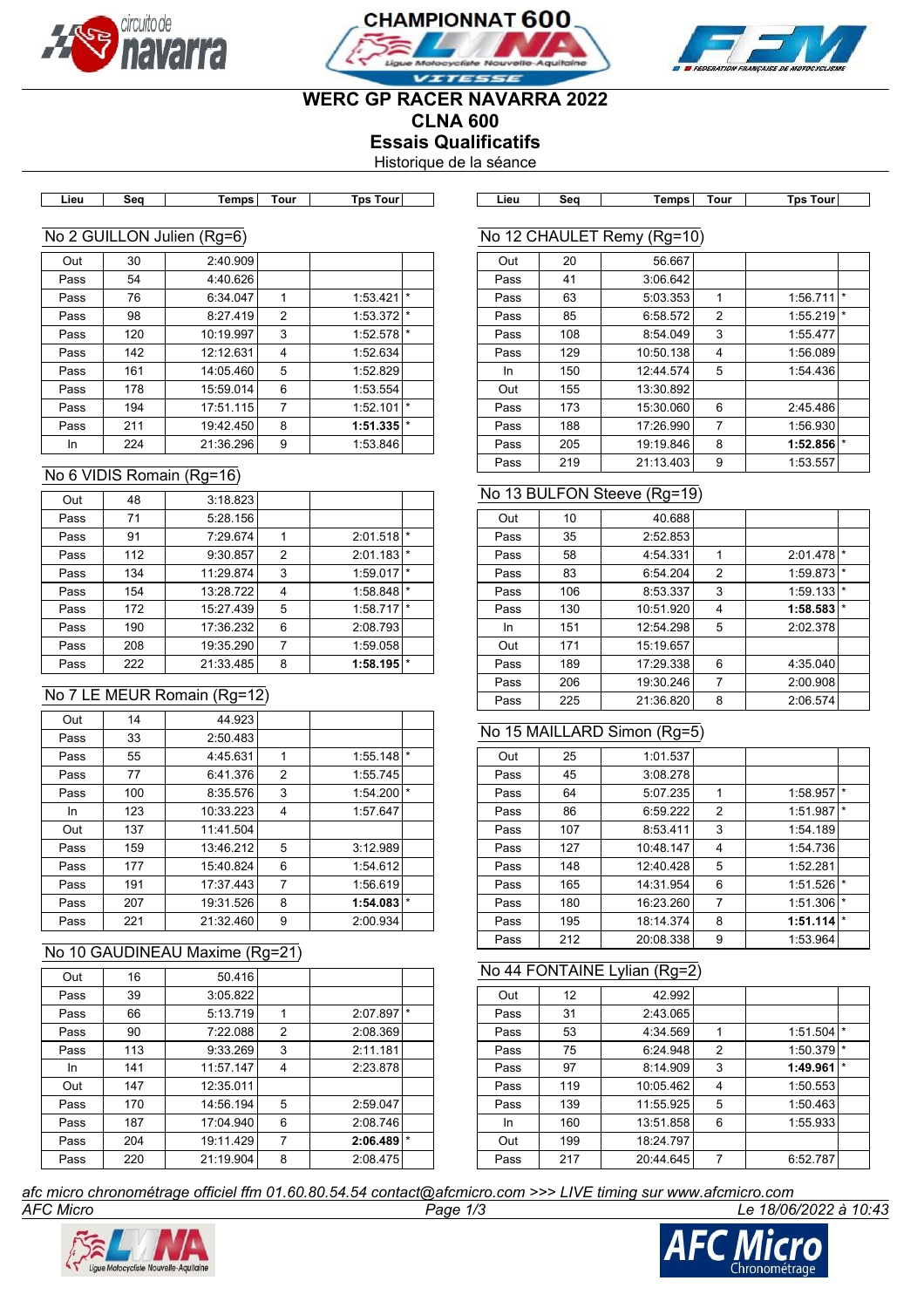# WERC GP RACER NAVARRA 2022

## CLNA 600

## Essais Qualificatifs

Historique de la séance

### No 2 GUILLON Julien (Rg=6)

| Lieu | Seq | Temps | Tour | Tps Tour | |
|---|---|---|---|---|---|
| Out | 30 | 2:40.909 | | | |
| Pass | 54 | 4:40.626 | | | |
| Pass | 76 | 6:34.047 | 1 | 1:53.421 | * |
| Pass | 98 | 8:27.419 | 2 | 1:53.372 | * |
| Pass | 120 | 10:19.997 | 3 | 1:52.578 | * |
| Pass | 142 | 12:12.631 | 4 | 1:52.634 | |
| Pass | 161 | 14:05.460 | 5 | 1:52.829 | |
| Pass | 178 | 15:59.014 | 6 | 1:53.554 | |
| Pass | 194 | 17:51.115 | 7 | 1:52.101 | * |
| Pass | 211 | 19:42.450 | 8 | **1:51.335** | * |
| In | 224 | 21:36.296 | 9 | 1:53.846 | |

### No 6 VIDIS Romain (Rg=16)

| Lieu | Seq | Temps | Tour | Tps Tour | |
|---|---|---|---|---|---|
| Out | 48 | 3:18.823 | | | |
| Pass | 71 | 5:28.156 | | | |
| Pass | 91 | 7:29.674 | 1 | 2:01.518 | * |
| Pass | 112 | 9:30.857 | 2 | 2:01.183 | * |
| Pass | 134 | 11:29.874 | 3 | 1:59.017 | * |
| Pass | 154 | 13:28.722 | 4 | 1:58.848 | * |
| Pass | 172 | 15:27.439 | 5 | 1:58.717 | * |
| Pass | 190 | 17:36.232 | 6 | 2:08.793 | |
| Pass | 208 | 19:35.290 | 7 | 1:59.058 | |
| Pass | 222 | 21:33.485 | 8 | **1:58.195** | * |

### No 7 LE MEUR Romain (Rg=12)

| Lieu | Seq | Temps | Tour | Tps Tour | |
|---|---|---|---|---|---|
| Out | 14 | 44.923 | | | |
| Pass | 33 | 2:50.483 | | | |
| Pass | 55 | 4:45.631 | 1 | 1:55.148 | * |
| Pass | 77 | 6:41.376 | 2 | 1:55.745 | |
| Pass | 100 | 8:35.576 | 3 | 1:54.200 | * |
| In | 123 | 10:33.223 | 4 | 1:57.647 | |
| Out | 137 | 11:41.504 | | | |
| Pass | 159 | 13:46.212 | 5 | 3:12.989 | |
| Pass | 177 | 15:40.824 | 6 | 1:54.612 | |
| Pass | 191 | 17:37.443 | 7 | 1:56.619 | |
| Pass | 207 | 19:31.526 | 8 | **1:54.083** | * |
| Pass | 221 | 21:32.460 | 9 | 2:00.934 | |

### No 10 GAUDINEAU Maxime (Rg=21)

| Lieu | Seq | Temps | Tour | Tps Tour | |
|---|---|---|---|---|---|
| Out | 16 | 50.416 | | | |
| Pass | 39 | 3:05.822 | | | |
| Pass | 66 | 5:13.719 | 1 | 2:07.897 | * |
| Pass | 90 | 7:22.088 | 2 | 2:08.369 | |
| Pass | 113 | 9:33.269 | 3 | 2:11.181 | |
| In | 141 | 11:57.147 | 4 | 2:23.878 | |
| Out | 147 | 12:35.011 | | | |
| Pass | 170 | 14:56.194 | 5 | 2:59.047 | |
| Pass | 187 | 17:04.940 | 6 | 2:08.746 | |
| Pass | 204 | 19:11.429 | 7 | **2:06.489** | * |
| Pass | 220 | 21:19.904 | 8 | 2:08.475 | |

### No 12 CHAULET Remy (Rg=10)

| Lieu | Seq | Temps | Tour | Tps Tour | |
|---|---|---|---|---|---|
| Out | 20 | 56.667 | | | |
| Pass | 41 | 3:06.642 | | | |
| Pass | 63 | 5:03.353 | 1 | 1:56.711 | * |
| Pass | 85 | 6:58.572 | 2 | 1:55.219 | * |
| Pass | 108 | 8:54.049 | 3 | 1:55.477 | |
| Pass | 129 | 10:50.138 | 4 | 1:56.089 | |
| In | 150 | 12:44.574 | 5 | 1:54.436 | |
| Out | 155 | 13:30.892 | | | |
| Pass | 173 | 15:30.060 | 6 | 2:45.486 | |
| Pass | 188 | 17:26.990 | 7 | 1:56.930 | |
| Pass | 205 | 19:19.846 | 8 | **1:52.856** | * |
| Pass | 219 | 21:13.403 | 9 | 1:53.557 | |

### No 13 BULFON Steeve (Rg=19)

| Lieu | Seq | Temps | Tour | Tps Tour | |
|---|---|---|---|---|---|
| Out | 10 | 40.688 | | | |
| Pass | 35 | 2:52.853 | | | |
| Pass | 58 | 4:54.331 | 1 | 2:01.478 | * |
| Pass | 83 | 6:54.204 | 2 | 1:59.873 | * |
| Pass | 106 | 8:53.337 | 3 | 1:59.133 | * |
| Pass | 130 | 10:51.920 | 4 | **1:58.583** | * |
| In | 151 | 12:54.298 | 5 | 2:02.378 | |
| Out | 171 | 15:19.657 | | | |
| Pass | 189 | 17:29.338 | 6 | 4:35.040 | |
| Pass | 206 | 19:30.246 | 7 | 2:00.908 | |
| Pass | 225 | 21:36.820 | 8 | 2:06.574 | |

### No 15 MAILLARD Simon (Rg=5)

| Lieu | Seq | Temps | Tour | Tps Tour | |
|---|---|---|---|---|---|
| Out | 25 | 1:01.537 | | | |
| Pass | 45 | 3:08.278 | | | |
| Pass | 64 | 5:07.235 | 1 | 1:58.957 | * |
| Pass | 86 | 6:59.222 | 2 | 1:51.987 | * |
| Pass | 107 | 8:53.411 | 3 | 1:54.189 | |
| Pass | 127 | 10:48.147 | 4 | 1:54.736 | |
| Pass | 148 | 12:40.428 | 5 | 1:52.281 | |
| Pass | 165 | 14:31.954 | 6 | 1:51.526 | * |
| Pass | 180 | 16:23.260 | 7 | 1:51.306 | * |
| Pass | 195 | 18:14.374 | 8 | **1:51.114** | * |
| Pass | 212 | 20:08.338 | 9 | 1:53.964 | |

### No 44 FONTAINE Lylian (Rg=2)

| Lieu | Seq | Temps | Tour | Tps Tour | |
|---|---|---|---|---|---|
| Out | 12 | 42.992 | | | |
| Pass | 31 | 2:43.065 | | | |
| Pass | 53 | 4:34.569 | 1 | 1:51.504 | * |
| Pass | 75 | 6:24.948 | 2 | 1:50.379 | * |
| Pass | 97 | 8:14.909 | 3 | **1:49.961** | * |
| Pass | 119 | 10:05.462 | 4 | 1:50.553 | |
| Pass | 139 | 11:55.925 | 5 | 1:50.463 | |
| In | 160 | 13:51.858 | 6 | 1:55.933 | |
| Out | 199 | 18:24.797 | | | |
| Pass | 217 | 20:44.645 | 7 | 6:52.787 | |

*afc micro chronométrage officiel ffm 01.60.80.54.54 contact@afcmicro.com >>> LIVE timing sur www.afcmicro.com*

*AFC Micro* — *Le 18/06/2022 à 10:43*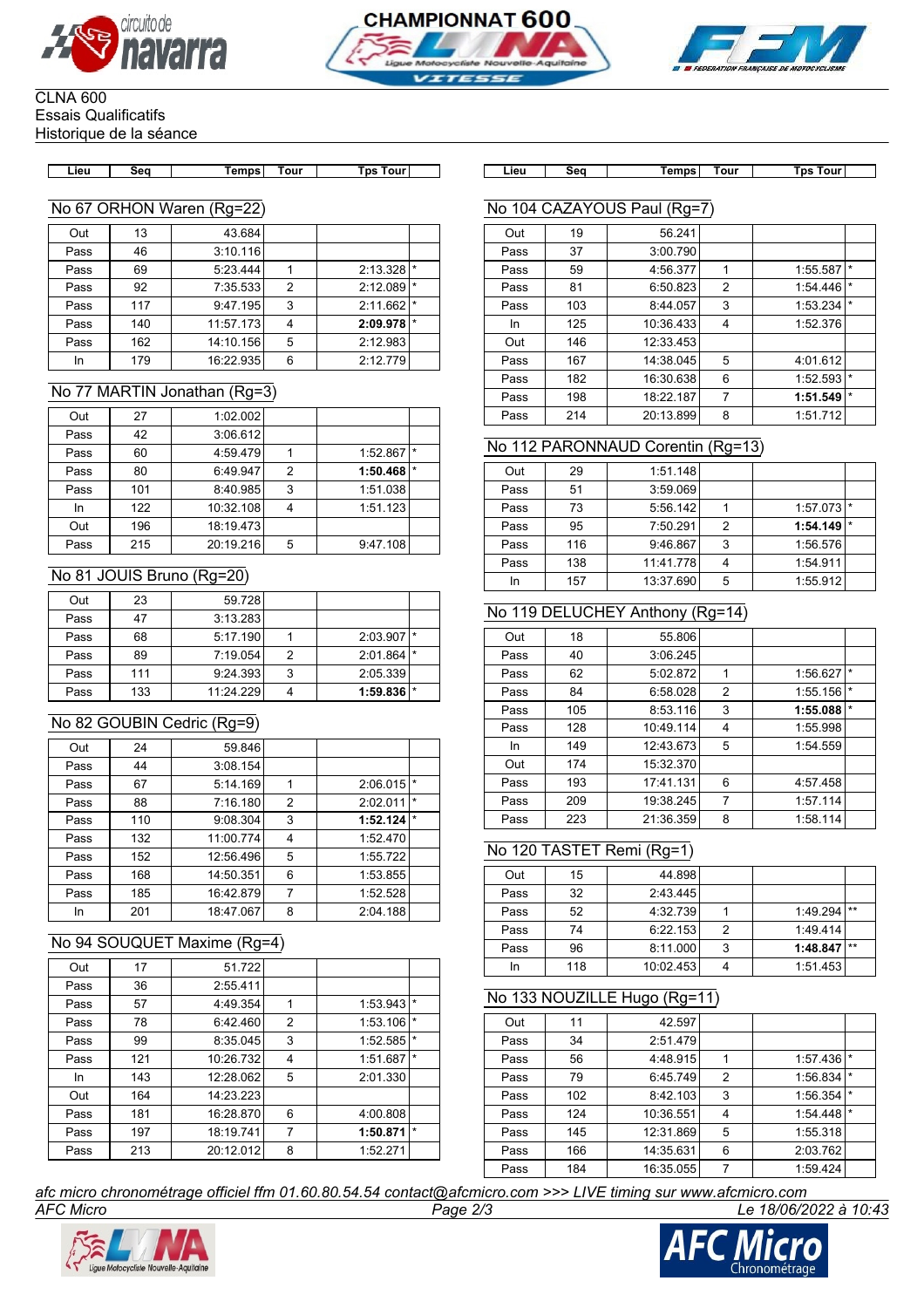CLNA 600
Essais Qualificatifs
Historique de la séance

## No 67 ORHON Waren (Rg=22)

| Lieu | Seq | Temps | Tour | Tps Tour | |
|---|---|---|---|---|---|
| Out | 13 | 43.684 | | | |
| Pass | 46 | 3:10.116 | | | |
| Pass | 69 | 5:23.444 | 1 | 2:13.328 | * |
| Pass | 92 | 7:35.533 | 2 | 2:12.089 | * |
| Pass | 117 | 9:47.195 | 3 | 2:11.662 | * |
| Pass | 140 | 11:57.173 | 4 | **2:09.978** | * |
| Pass | 162 | 14:10.156 | 5 | 2:12.983 | |
| In | 179 | 16:22.935 | 6 | 2:12.779 | |

## No 77 MARTIN Jonathan (Rg=3)

| Lieu | Seq | Temps | Tour | Tps Tour | |
|---|---|---|---|---|---|
| Out | 27 | 1:02.002 | | | |
| Pass | 42 | 3:06.612 | | | |
| Pass | 60 | 4:59.479 | 1 | 1:52.867 | * |
| Pass | 80 | 6:49.947 | 2 | **1:50.468** | * |
| Pass | 101 | 8:40.985 | 3 | 1:51.038 | |
| In | 122 | 10:32.108 | 4 | 1:51.123 | |
| Out | 196 | 18:19.473 | | | |
| Pass | 215 | 20:19.216 | 5 | 9:47.108 | |

## No 81 JOUIS Bruno (Rg=20)

| Lieu | Seq | Temps | Tour | Tps Tour | |
|---|---|---|---|---|---|
| Out | 23 | 59.728 | | | |
| Pass | 47 | 3:13.283 | | | |
| Pass | 68 | 5:17.190 | 1 | 2:03.907 | * |
| Pass | 89 | 7:19.054 | 2 | 2:01.864 | * |
| Pass | 111 | 9:24.393 | 3 | 2:05.339 | |
| Pass | 133 | 11:24.229 | 4 | **1:59.836** | * |

## No 82 GOUBIN Cedric (Rg=9)

| Lieu | Seq | Temps | Tour | Tps Tour | |
|---|---|---|---|---|---|
| Out | 24 | 59.846 | | | |
| Pass | 44 | 3:08.154 | | | |
| Pass | 67 | 5:14.169 | 1 | 2:06.015 | * |
| Pass | 88 | 7:16.180 | 2 | 2:02.011 | * |
| Pass | 110 | 9:08.304 | 3 | **1:52.124** | * |
| Pass | 132 | 11:00.774 | 4 | 1:52.470 | |
| Pass | 152 | 12:56.496 | 5 | 1:55.722 | |
| Pass | 168 | 14:50.351 | 6 | 1:53.855 | |
| Pass | 185 | 16:42.879 | 7 | 1:52.528 | |
| In | 201 | 18:47.067 | 8 | 2:04.188 | |

## No 94 SOUQUET Maxime (Rg=4)

| Lieu | Seq | Temps | Tour | Tps Tour | |
|---|---|---|---|---|---|
| Out | 17 | 51.722 | | | |
| Pass | 36 | 2:55.411 | | | |
| Pass | 57 | 4:49.354 | 1 | 1:53.943 | * |
| Pass | 78 | 6:42.460 | 2 | 1:53.106 | * |
| Pass | 99 | 8:35.045 | 3 | 1:52.585 | * |
| Pass | 121 | 10:26.732 | 4 | 1:51.687 | * |
| In | 143 | 12:28.062 | 5 | 2:01.330 | |
| Out | 164 | 14:23.223 | | | |
| Pass | 181 | 16:28.870 | 6 | 4:00.808 | |
| Pass | 197 | 18:19.741 | 7 | **1:50.871** | * |
| Pass | 213 | 20:12.012 | 8 | 1:52.271 | |

## No 104 CAZAYOUS Paul (Rg=7)

| Lieu | Seq | Temps | Tour | Tps Tour | |
|---|---|---|---|---|---|
| Out | 19 | 56.241 | | | |
| Pass | 37 | 3:00.790 | | | |
| Pass | 59 | 4:56.377 | 1 | 1:55.587 | * |
| Pass | 81 | 6:50.823 | 2 | 1:54.446 | * |
| Pass | 103 | 8:44.057 | 3 | 1:53.234 | * |
| In | 125 | 10:36.433 | 4 | 1:52.376 | |
| Out | 146 | 12:33.453 | | | |
| Pass | 167 | 14:38.045 | 5 | 4:01.612 | |
| Pass | 182 | 16:30.638 | 6 | 1:52.593 | * |
| Pass | 198 | 18:22.187 | 7 | **1:51.549** | * |
| Pass | 214 | 20:13.899 | 8 | 1:51.712 | |

## No 112 PARONNAUD Corentin (Rg=13)

| Lieu | Seq | Temps | Tour | Tps Tour | |
|---|---|---|---|---|---|
| Out | 29 | 1:51.148 | | | |
| Pass | 51 | 3:59.069 | | | |
| Pass | 73 | 5:56.142 | 1 | 1:57.073 | * |
| Pass | 95 | 7:50.291 | 2 | **1:54.149** | * |
| Pass | 116 | 9:46.867 | 3 | 1:56.576 | |
| Pass | 138 | 11:41.778 | 4 | 1:54.911 | |
| In | 157 | 13:37.690 | 5 | 1:55.912 | |

## No 119 DELUCHEY Anthony (Rg=14)

| Lieu | Seq | Temps | Tour | Tps Tour | |
|---|---|---|---|---|---|
| Out | 18 | 55.806 | | | |
| Pass | 40 | 3:06.245 | | | |
| Pass | 62 | 5:02.872 | 1 | 1:56.627 | * |
| Pass | 84 | 6:58.028 | 2 | 1:55.156 | * |
| Pass | 105 | 8:53.116 | 3 | **1:55.088** | * |
| Pass | 128 | 10:49.114 | 4 | 1:55.998 | |
| In | 149 | 12:43.673 | 5 | 1:54.559 | |
| Out | 174 | 15:32.370 | | | |
| Pass | 193 | 17:41.131 | 6 | 4:57.458 | |
| Pass | 209 | 19:38.245 | 7 | 1:57.114 | |
| Pass | 223 | 21:36.359 | 8 | 1:58.114 | |

## No 120 TASTET Remi (Rg=1)

| Lieu | Seq | Temps | Tour | Tps Tour | |
|---|---|---|---|---|---|
| Out | 15 | 44.898 | | | |
| Pass | 32 | 2:43.445 | | | |
| Pass | 52 | 4:32.739 | 1 | 1:49.294 | ** |
| Pass | 74 | 6:22.153 | 2 | 1:49.414 | |
| Pass | 96 | 8:11.000 | 3 | **1:48.847** | ** |
| In | 118 | 10:02.453 | 4 | 1:51.453 | |

## No 133 NOUZILLE Hugo (Rg=11)

| Lieu | Seq | Temps | Tour | Tps Tour | |
|---|---|---|---|---|---|
| Out | 11 | 42.597 | | | |
| Pass | 34 | 2:51.479 | | | |
| Pass | 56 | 4:48.915 | 1 | 1:57.436 | * |
| Pass | 79 | 6:45.749 | 2 | 1:56.834 | * |
| Pass | 102 | 8:42.103 | 3 | 1:56.354 | * |
| Pass | 124 | 10:36.551 | 4 | 1:54.448 | * |
| Pass | 145 | 12:31.869 | 5 | 1:55.318 | |
| Pass | 166 | 14:35.631 | 6 | 2:03.762 | |
| Pass | 184 | 16:35.055 | 7 | 1:59.424 | |

*afc micro chronométrage officiel ffm 01.60.80.54.54 contact@afcmicro.com >>> LIVE timing sur www.afcmicro.com*

AFC Micro — Le 18/06/2022 à 10:43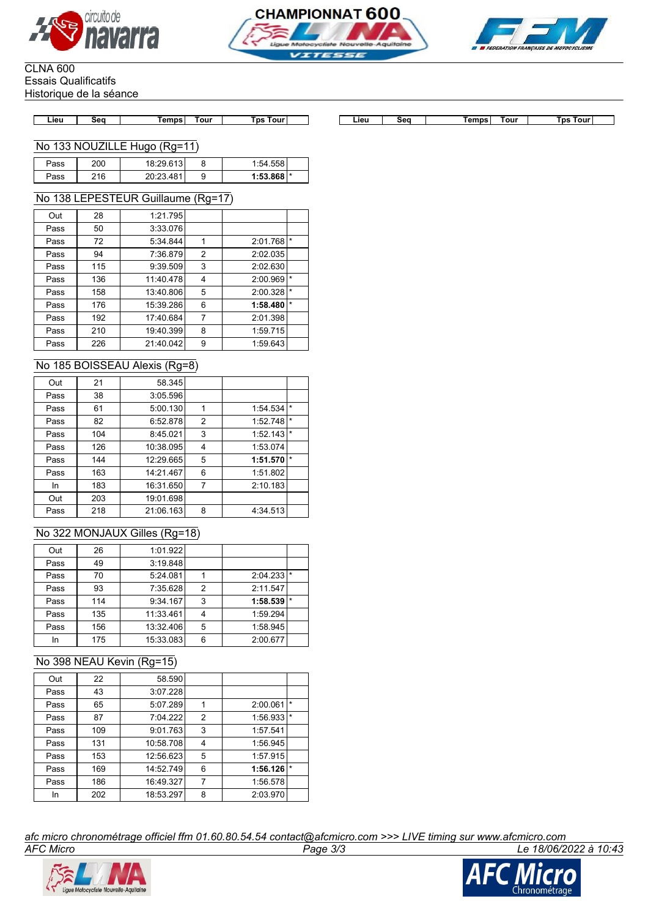CLNA 600
Essais Qualificatifs
Historique de la séance

## No 133 NOUZILLE Hugo (Rg=11)

| Lieu | Seq | Temps | Tour | Tps Tour | |
|---|---|---|---|---|---|
| Pass | 200 | 18:29.613 | 8 | 1:54.558 | |
| Pass | 216 | 20:23.481 | 9 | **1:53.868** | * |

## No 138 LEPESTEUR Guillaume (Rg=17)

| Lieu | Seq | Temps | Tour | Tps Tour | |
|---|---|---|---|---|---|
| Out | 28 | 1:21.795 | | | |
| Pass | 50 | 3:33.076 | | | |
| Pass | 72 | 5:34.844 | 1 | 2:01.768 | * |
| Pass | 94 | 7:36.879 | 2 | 2:02.035 | |
| Pass | 115 | 9:39.509 | 3 | 2:02.630 | |
| Pass | 136 | 11:40.478 | 4 | 2:00.969 | * |
| Pass | 158 | 13:40.806 | 5 | 2:00.328 | * |
| Pass | 176 | 15:39.286 | 6 | **1:58.480** | * |
| Pass | 192 | 17:40.684 | 7 | 2:01.398 | |
| Pass | 210 | 19:40.399 | 8 | 1:59.715 | |
| Pass | 226 | 21:40.042 | 9 | 1:59.643 | |

## No 185 BOISSEAU Alexis (Rg=8)

| Lieu | Seq | Temps | Tour | Tps Tour | |
|---|---|---|---|---|---|
| Out | 21 | 58.345 | | | |
| Pass | 38 | 3:05.596 | | | |
| Pass | 61 | 5:00.130 | 1 | 1:54.534 | * |
| Pass | 82 | 6:52.878 | 2 | 1:52.748 | * |
| Pass | 104 | 8:45.021 | 3 | 1:52.143 | * |
| Pass | 126 | 10:38.095 | 4 | 1:53.074 | |
| Pass | 144 | 12:29.665 | 5 | **1:51.570** | * |
| Pass | 163 | 14:21.467 | 6 | 1:51.802 | |
| In | 183 | 16:31.650 | 7 | 2:10.183 | |
| Out | 203 | 19:01.698 | | | |
| Pass | 218 | 21:06.163 | 8 | 4:34.513 | |

## No 322 MONJAUX Gilles (Rg=18)

| Lieu | Seq | Temps | Tour | Tps Tour | |
|---|---|---|---|---|---|
| Out | 26 | 1:01.922 | | | |
| Pass | 49 | 3:19.848 | | | |
| Pass | 70 | 5:24.081 | 1 | 2:04.233 | * |
| Pass | 93 | 7:35.628 | 2 | 2:11.547 | |
| Pass | 114 | 9:34.167 | 3 | **1:58.539** | * |
| Pass | 135 | 11:33.461 | 4 | 1:59.294 | |
| Pass | 156 | 13:32.406 | 5 | 1:58.945 | |
| In | 175 | 15:33.083 | 6 | 2:00.677 | |

## No 398 NEAU Kevin (Rg=15)

| Lieu | Seq | Temps | Tour | Tps Tour | |
|---|---|---|---|---|---|
| Out | 22 | 58.590 | | | |
| Pass | 43 | 3:07.228 | | | |
| Pass | 65 | 5:07.289 | 1 | 2:00.061 | * |
| Pass | 87 | 7:04.222 | 2 | 1:56.933 | * |
| Pass | 109 | 9:01.763 | 3 | 1:57.541 | |
| Pass | 131 | 10:58.708 | 4 | 1:56.945 | |
| Pass | 153 | 12:56.623 | 5 | 1:57.915 | |
| Pass | 169 | 14:52.749 | 6 | **1:56.126** | * |
| Pass | 186 | 16:49.327 | 7 | 1:56.578 | |
| In | 202 | 18:53.297 | 8 | 2:03.970 | |

*afc micro chronométrage officiel ffm 01.60.80.54.54 contact@afcmicro.com >>> LIVE timing sur www.afcmicro.com*

*AFC Micro* — *Le 18/06/2022 à 10:43*